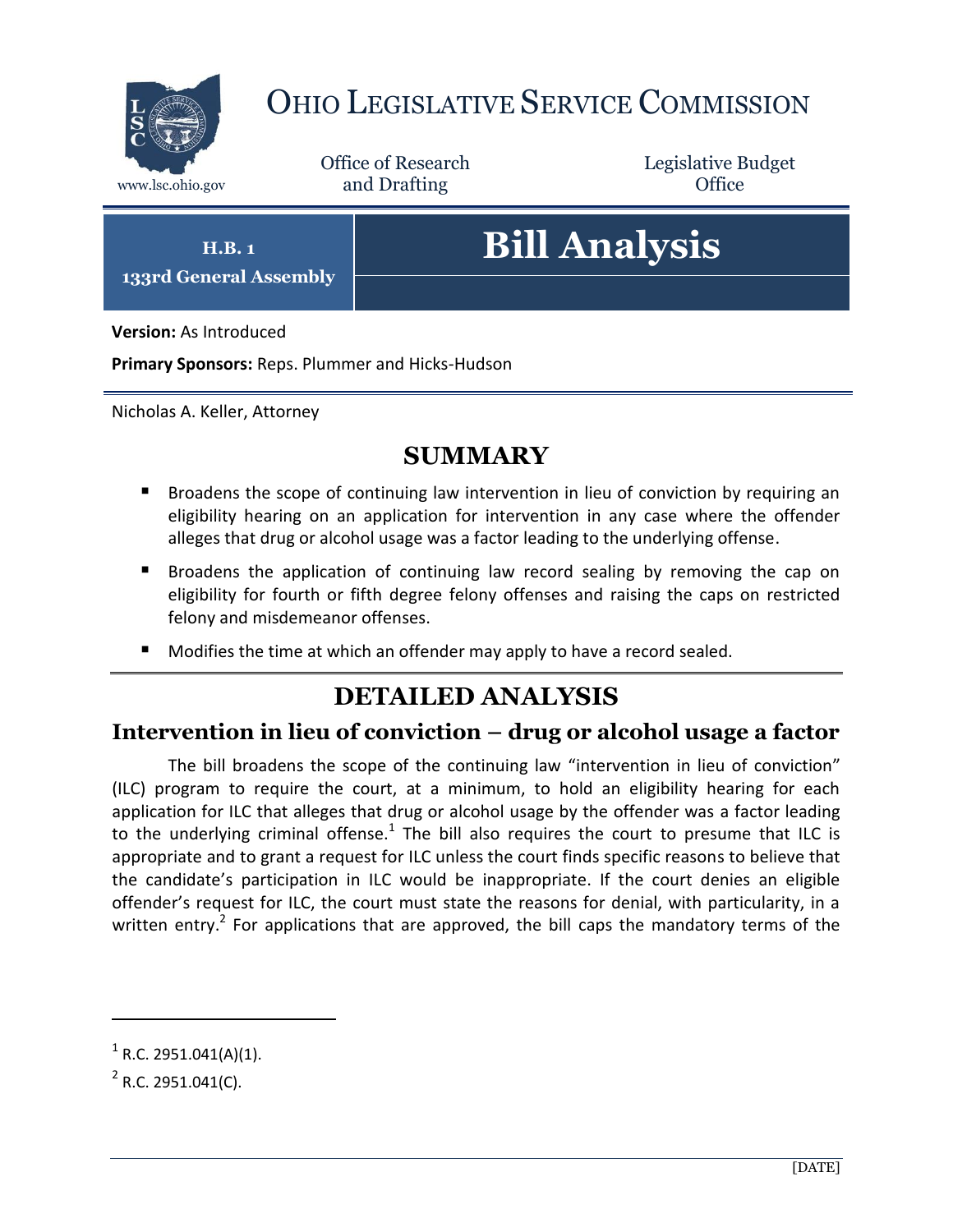# Ohio Legislative Service Commission

www.lsc.ohio.gov

Office of Research and Drafting

Legislative Budget Office

**H.B. 1**
**133rd General Assembly**

# Bill Analysis

**Version:** As Introduced

**Primary Sponsors:** Reps. Plummer and Hicks-Hudson

Nicholas A. Keller, Attorney

## SUMMARY

- Broadens the scope of continuing law intervention in lieu of conviction by requiring an eligibility hearing on an application for intervention in any case where the offender alleges that drug or alcohol usage was a factor leading to the underlying offense.
- Broadens the application of continuing law record sealing by removing the cap on eligibility for fourth or fifth degree felony offenses and raising the caps on restricted felony and misdemeanor offenses.
- Modifies the time at which an offender may apply to have a record sealed.

## DETAILED ANALYSIS

### Intervention in lieu of conviction – drug or alcohol usage a factor

The bill broadens the scope of the continuing law "intervention in lieu of conviction" (ILC) program to require the court, at a minimum, to hold an eligibility hearing for each application for ILC that alleges that drug or alcohol usage by the offender was a factor leading to the underlying criminal offense.[1] The bill also requires the court to presume that ILC is appropriate and to grant a request for ILC unless the court finds specific reasons to believe that the candidate's participation in ILC would be inappropriate. If the court denies an eligible offender's request for ILC, the court must state the reasons for denial, with particularity, in a written entry.[2] For applications that are approved, the bill caps the mandatory terms of the

[1] R.C. 2951.041(A)(1).

[2] R.C. 2951.041(C).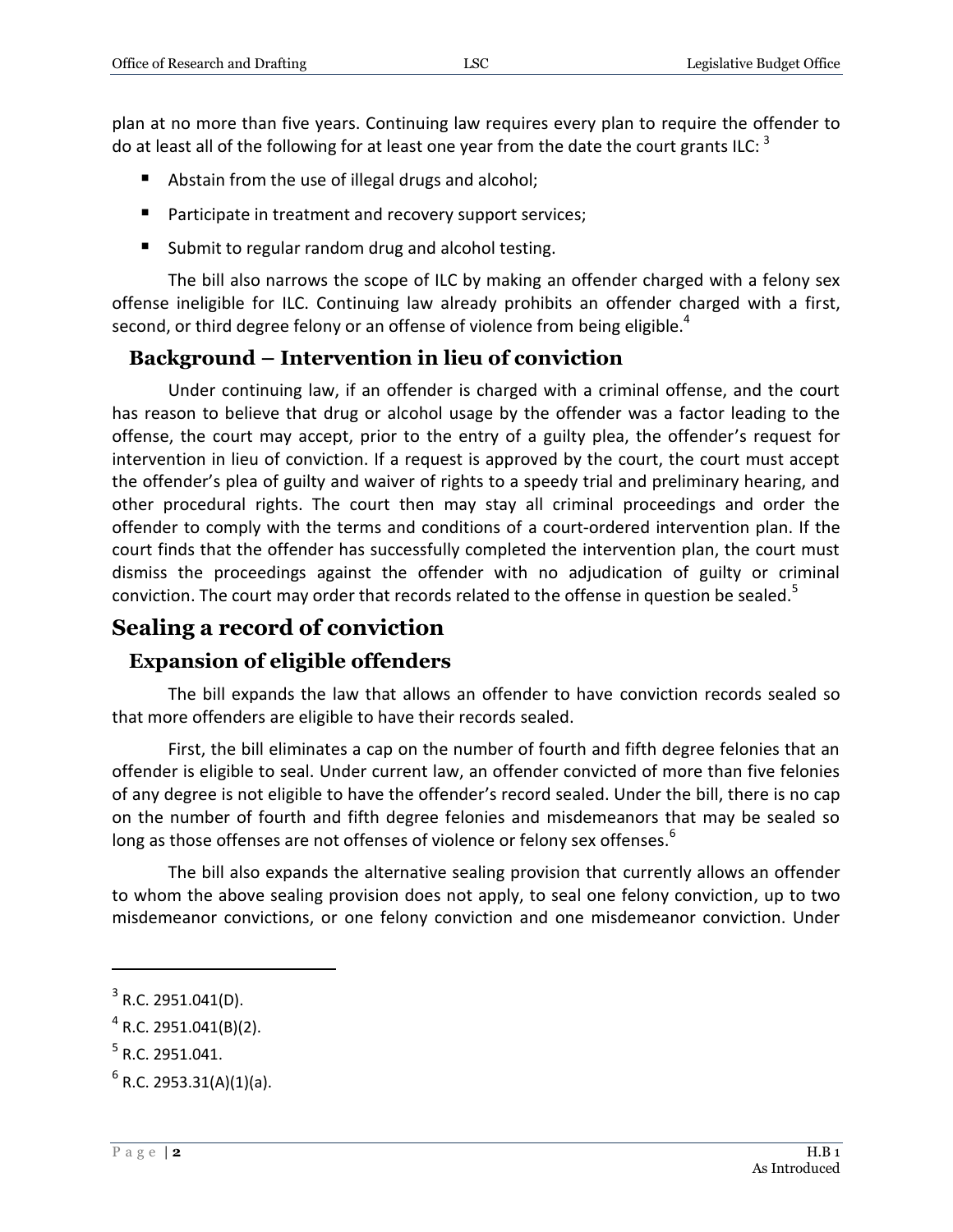plan at no more than five years. Continuing law requires every plan to require the offender to do at least all of the following for at least one year from the date the court grants ILC:[3]

- Abstain from the use of illegal drugs and alcohol;
- Participate in treatment and recovery support services;
- Submit to regular random drug and alcohol testing.

The bill also narrows the scope of ILC by making an offender charged with a felony sex offense ineligible for ILC. Continuing law already prohibits an offender charged with a first, second, or third degree felony or an offense of violence from being eligible.[4]

### Background – Intervention in lieu of conviction

Under continuing law, if an offender is charged with a criminal offense, and the court has reason to believe that drug or alcohol usage by the offender was a factor leading to the offense, the court may accept, prior to the entry of a guilty plea, the offender's request for intervention in lieu of conviction. If a request is approved by the court, the court must accept the offender's plea of guilty and waiver of rights to a speedy trial and preliminary hearing, and other procedural rights. The court then may stay all criminal proceedings and order the offender to comply with the terms and conditions of a court-ordered intervention plan. If the court finds that the offender has successfully completed the intervention plan, the court must dismiss the proceedings against the offender with no adjudication of guilty or criminal conviction. The court may order that records related to the offense in question be sealed.[5]

## Sealing a record of conviction

### Expansion of eligible offenders

The bill expands the law that allows an offender to have conviction records sealed so that more offenders are eligible to have their records sealed.

First, the bill eliminates a cap on the number of fourth and fifth degree felonies that an offender is eligible to seal. Under current law, an offender convicted of more than five felonies of any degree is not eligible to have the offender's record sealed. Under the bill, there is no cap on the number of fourth and fifth degree felonies and misdemeanors that may be sealed so long as those offenses are not offenses of violence or felony sex offenses.[6]

The bill also expands the alternative sealing provision that currently allows an offender to whom the above sealing provision does not apply, to seal one felony conviction, up to two misdemeanor convictions, or one felony conviction and one misdemeanor conviction. Under

---

[3] R.C. 2951.041(D).

[4] R.C. 2951.041(B)(2).

[5] R.C. 2951.041.

[6] R.C. 2953.31(A)(1)(a).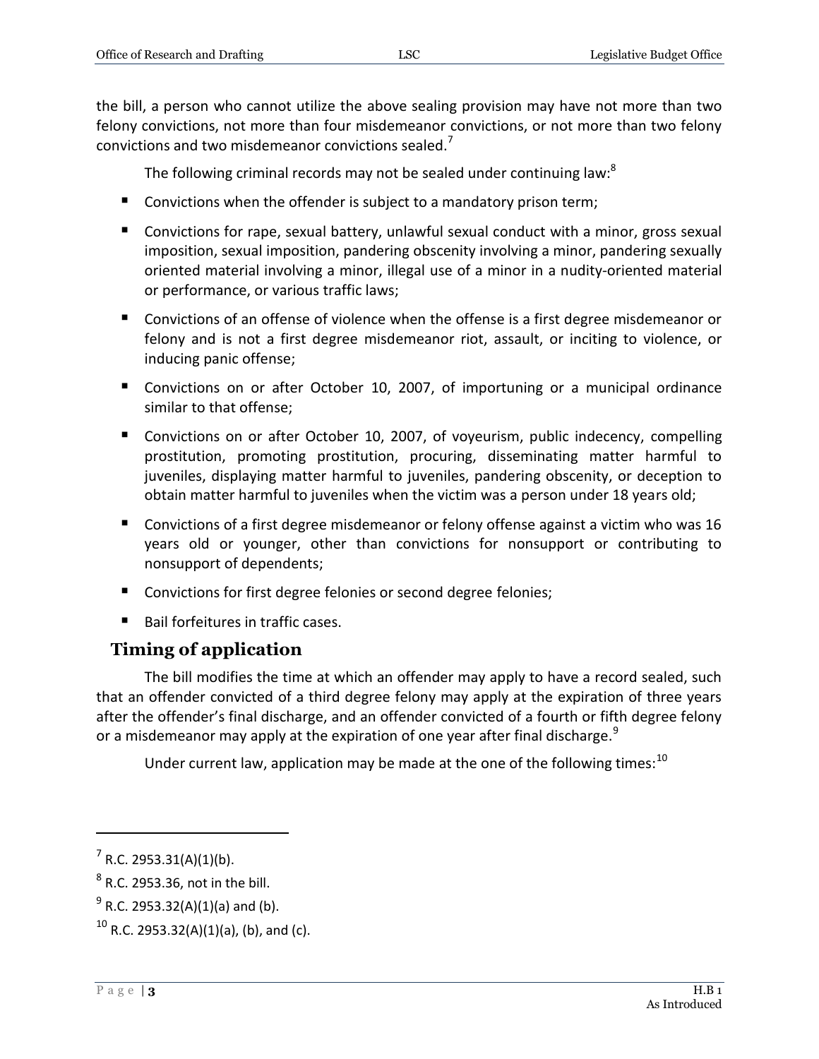the bill, a person who cannot utilize the above sealing provision may have not more than two felony convictions, not more than four misdemeanor convictions, or not more than two felony convictions and two misdemeanor convictions sealed.[7]

The following criminal records may not be sealed under continuing law:[8]

- Convictions when the offender is subject to a mandatory prison term;
- Convictions for rape, sexual battery, unlawful sexual conduct with a minor, gross sexual imposition, sexual imposition, pandering obscenity involving a minor, pandering sexually oriented material involving a minor, illegal use of a minor in a nudity-oriented material or performance, or various traffic laws;
- Convictions of an offense of violence when the offense is a first degree misdemeanor or felony and is not a first degree misdemeanor riot, assault, or inciting to violence, or inducing panic offense;
- Convictions on or after October 10, 2007, of importuning or a municipal ordinance similar to that offense;
- Convictions on or after October 10, 2007, of voyeurism, public indecency, compelling prostitution, promoting prostitution, procuring, disseminating matter harmful to juveniles, displaying matter harmful to juveniles, pandering obscenity, or deception to obtain matter harmful to juveniles when the victim was a person under 18 years old;
- Convictions of a first degree misdemeanor or felony offense against a victim who was 16 years old or younger, other than convictions for nonsupport or contributing to nonsupport of dependents;
- Convictions for first degree felonies or second degree felonies;
- Bail forfeitures in traffic cases.

## Timing of application

The bill modifies the time at which an offender may apply to have a record sealed, such that an offender convicted of a third degree felony may apply at the expiration of three years after the offender's final discharge, and an offender convicted of a fourth or fifth degree felony or a misdemeanor may apply at the expiration of one year after final discharge.[9]

Under current law, application may be made at the one of the following times:[10]

---

[7] R.C. 2953.31(A)(1)(b).

[8] R.C. 2953.36, not in the bill.

[9] R.C. 2953.32(A)(1)(a) and (b).

[10] R.C. 2953.32(A)(1)(a), (b), and (c).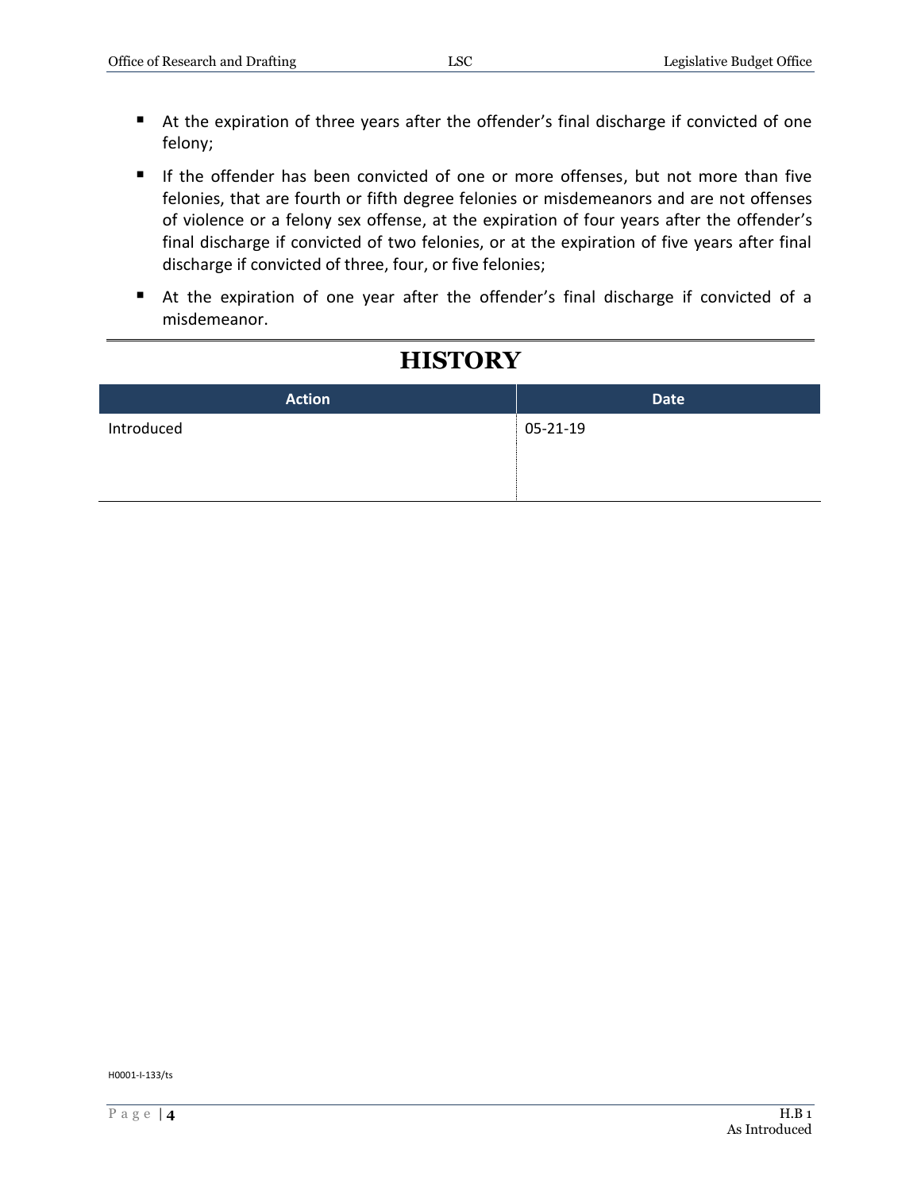- At the expiration of three years after the offender's final discharge if convicted of one felony;
- If the offender has been convicted of one or more offenses, but not more than five felonies, that are fourth or fifth degree felonies or misdemeanors and are not offenses of violence or a felony sex offense, at the expiration of four years after the offender's final discharge if convicted of two felonies, or at the expiration of five years after final discharge if convicted of three, four, or five felonies;
- At the expiration of one year after the offender's final discharge if convicted of a misdemeanor.

# HISTORY

| Action | Date |
|---|---|
| Introduced | 05-21-19 |

H0001-I-133/ts